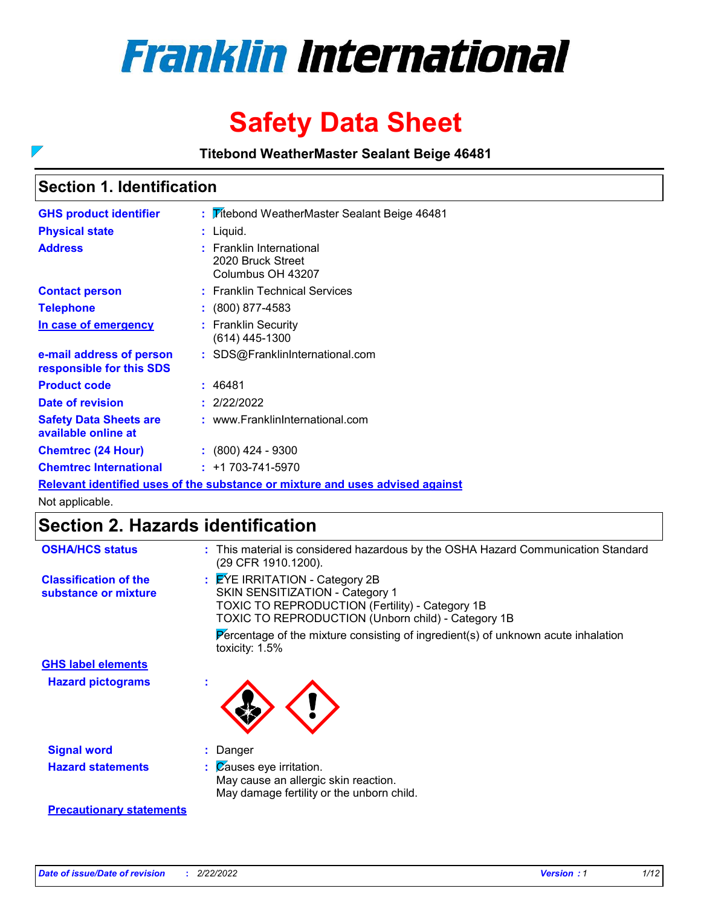# Franklin International

# Safety Data Sheet

**Titebond WeatherMaster Sealant Beige 46481**

## Section 1. Identification

| | |
|---|---|
| **GHS product identifier** | : Titebond WeatherMaster Sealant Beige 46481 |
| **Physical state** | : Liquid. |
| **Address** | : Franklin International<br>2020 Bruck Street<br>Columbus OH 43207 |
| **Contact person** | : Franklin Technical Services |
| **Telephone** | : (800) 877-4583 |
| **In case of emergency** | : Franklin Security<br>(614) 445-1300 |
| **e-mail address of person responsible for this SDS** | : SDS@FranklinInternational.com |
| **Product code** | : 46481 |
| **Date of revision** | : 2/22/2022 |
| **Safety Data Sheets are available online at** | : www.FranklinInternational.com |
| **Chemtrec (24 Hour)** | : (800) 424 - 9300 |
| **Chemtrec International** | : +1 703-741-5970 |

**Relevant identified uses of the substance or mixture and uses advised against**

Not applicable.

## Section 2. Hazards identification

| | |
|---|---|
| **OSHA/HCS status** | : This material is considered hazardous by the OSHA Hazard Communication Standard (29 CFR 1910.1200). |
| **Classification of the substance or mixture** | : EYE IRRITATION - Category 2B<br>SKIN SENSITIZATION - Category 1<br>TOXIC TO REPRODUCTION (Fertility) - Category 1B<br>TOXIC TO REPRODUCTION (Unborn child) - Category 1B<br><br>Percentage of the mixture consisting of ingredient(s) of unknown acute inhalation toxicity: 1.5% |

**GHS label elements**

| | |
|---|---|
| **Hazard pictograms** | : |
| **Signal word** | : Danger |
| **Hazard statements** | : Causes eye irritation.<br>May cause an allergic skin reaction.<br>May damage fertility or the unborn child. |

**Precautionary statements**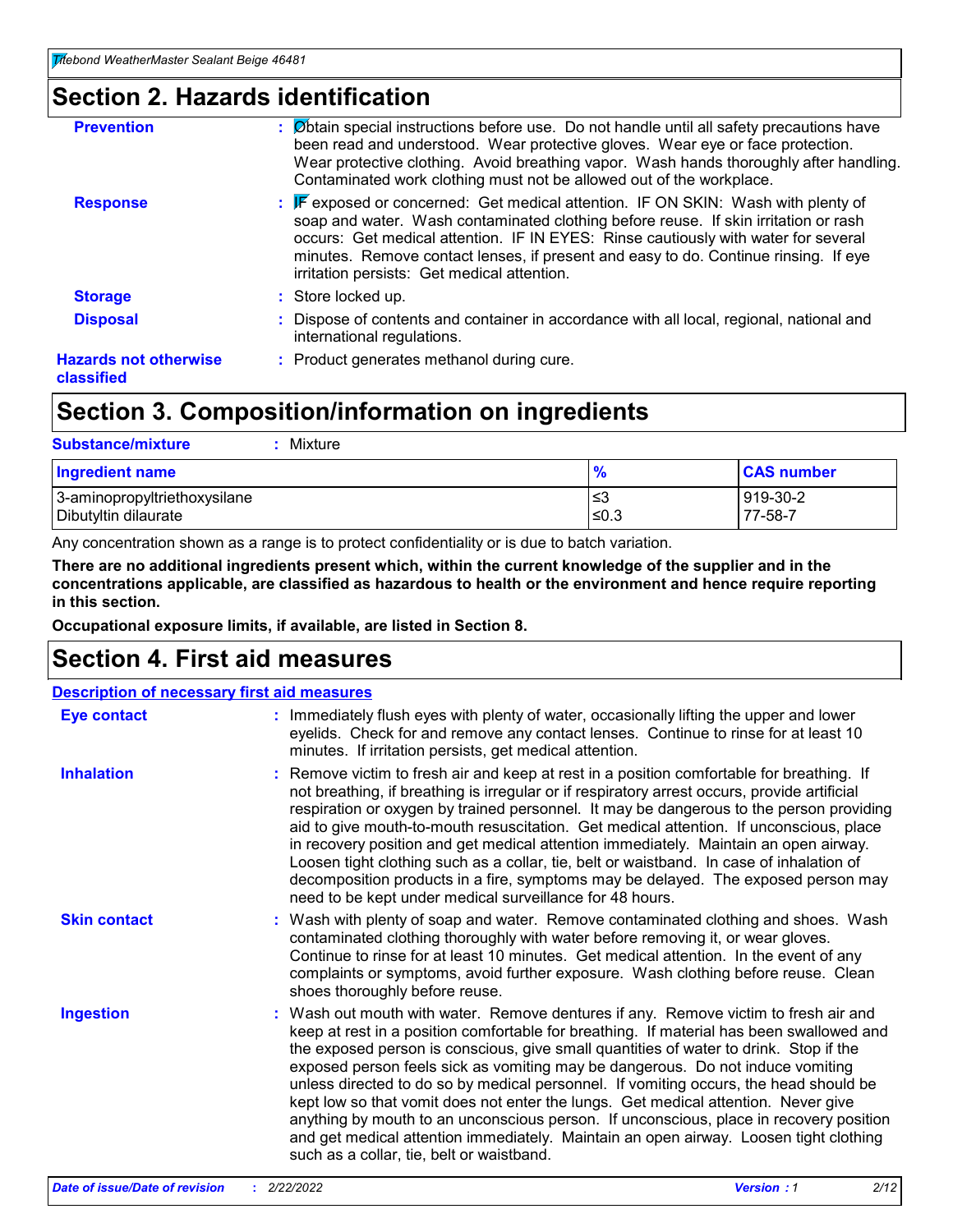# Section 2. Hazards identification

**Prevention** : Obtain special instructions before use. Do not handle until all safety precautions have been read and understood. Wear protective gloves. Wear eye or face protection. Wear protective clothing. Avoid breathing vapor. Wash hands thoroughly after handling. Contaminated work clothing must not be allowed out of the workplace.

**Response** : IF exposed or concerned: Get medical attention. IF ON SKIN: Wash with plenty of soap and water. Wash contaminated clothing before reuse. If skin irritation or rash occurs: Get medical attention. IF IN EYES: Rinse cautiously with water for several minutes. Remove contact lenses, if present and easy to do. Continue rinsing. If eye irritation persists: Get medical attention.

**Storage** : Store locked up.

**Disposal** : Dispose of contents and container in accordance with all local, regional, national and international regulations.

**Hazards not otherwise classified** : Product generates methanol during cure.

# Section 3. Composition/information on ingredients

**Substance/mixture** : Mixture

| Ingredient name | % | CAS number |
|---|---|---|
| 3-aminopropyltriethoxysilane | ≤3 | 919-30-2 |
| Dibutyltin dilaurate | ≤0.3 | 77-58-7 |

Any concentration shown as a range is to protect confidentiality or is due to batch variation.

**There are no additional ingredients present which, within the current knowledge of the supplier and in the concentrations applicable, are classified as hazardous to health or the environment and hence require reporting in this section.**

**Occupational exposure limits, if available, are listed in Section 8.**

# Section 4. First aid measures

## Description of necessary first aid measures

**Eye contact** : Immediately flush eyes with plenty of water, occasionally lifting the upper and lower eyelids. Check for and remove any contact lenses. Continue to rinse for at least 10 minutes. If irritation persists, get medical attention.

**Inhalation** : Remove victim to fresh air and keep at rest in a position comfortable for breathing. If not breathing, if breathing is irregular or if respiratory arrest occurs, provide artificial respiration or oxygen by trained personnel. It may be dangerous to the person providing aid to give mouth-to-mouth resuscitation. Get medical attention. If unconscious, place in recovery position and get medical attention immediately. Maintain an open airway. Loosen tight clothing such as a collar, tie, belt or waistband. In case of inhalation of decomposition products in a fire, symptoms may be delayed. The exposed person may need to be kept under medical surveillance for 48 hours.

**Skin contact** : Wash with plenty of soap and water. Remove contaminated clothing and shoes. Wash contaminated clothing thoroughly with water before removing it, or wear gloves. Continue to rinse for at least 10 minutes. Get medical attention. In the event of any complaints or symptoms, avoid further exposure. Wash clothing before reuse. Clean shoes thoroughly before reuse.

**Ingestion** : Wash out mouth with water. Remove dentures if any. Remove victim to fresh air and keep at rest in a position comfortable for breathing. If material has been swallowed and the exposed person is conscious, give small quantities of water to drink. Stop if the exposed person feels sick as vomiting may be dangerous. Do not induce vomiting unless directed to do so by medical personnel. If vomiting occurs, the head should be kept low so that vomit does not enter the lungs. Get medical attention. Never give anything by mouth to an unconscious person. If unconscious, place in recovery position and get medical attention immediately. Maintain an open airway. Loosen tight clothing such as a collar, tie, belt or waistband.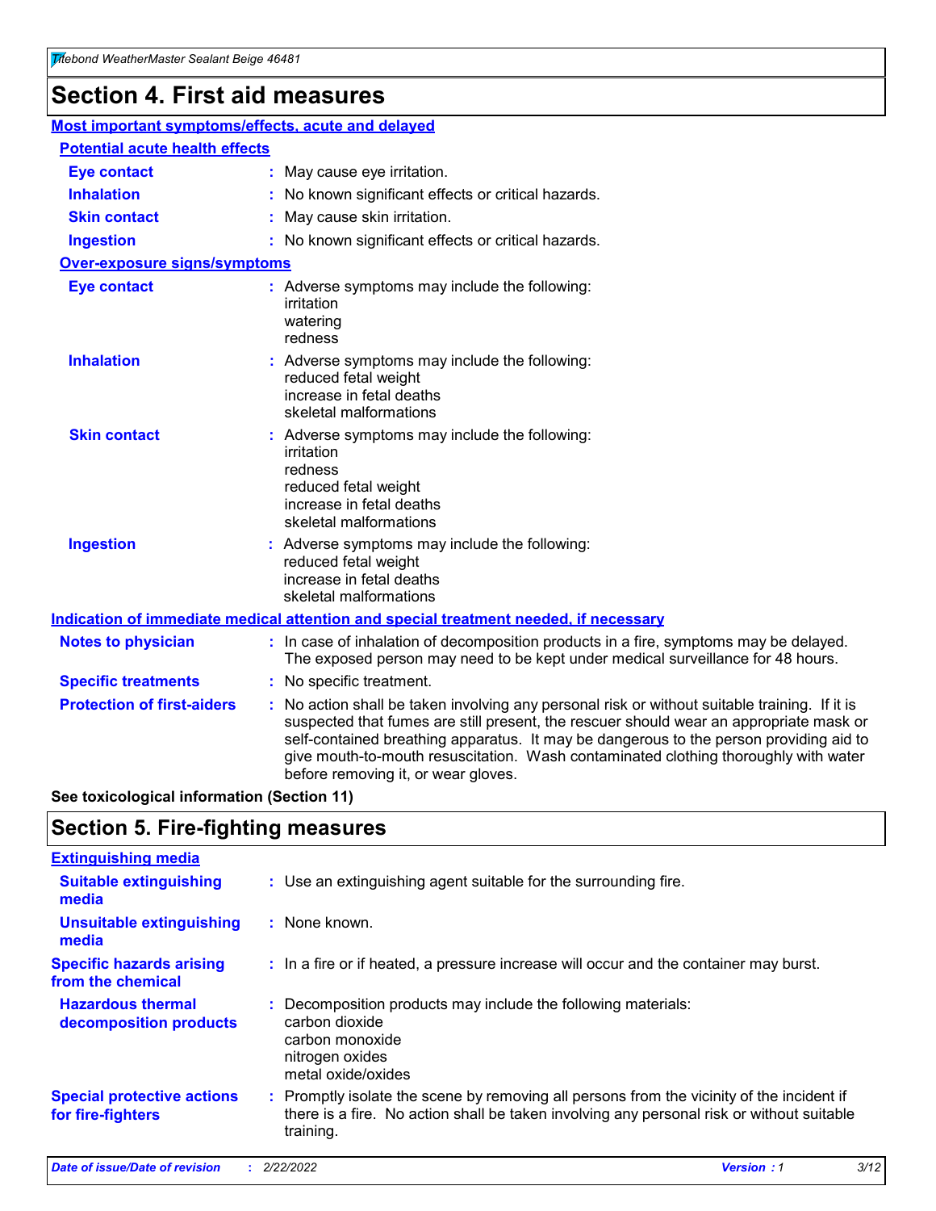# Section 4. First aid measures

**Most important symptoms/effects, acute and delayed**

**Potential acute health effects**

| | |
|---|---|
| **Eye contact** | May cause eye irritation. |
| **Inhalation** | No known significant effects or critical hazards. |
| **Skin contact** | May cause skin irritation. |
| **Ingestion** | No known significant effects or critical hazards. |

**Over-exposure signs/symptoms**

| | |
|---|---|
| **Eye contact** | Adverse symptoms may include the following:<br>irritation<br>watering<br>redness |
| **Inhalation** | Adverse symptoms may include the following:<br>reduced fetal weight<br>increase in fetal deaths<br>skeletal malformations |
| **Skin contact** | Adverse symptoms may include the following:<br>irritation<br>redness<br>reduced fetal weight<br>increase in fetal deaths<br>skeletal malformations |
| **Ingestion** | Adverse symptoms may include the following:<br>reduced fetal weight<br>increase in fetal deaths<br>skeletal malformations |

**Indication of immediate medical attention and special treatment needed, if necessary**

| | |
|---|---|
| **Notes to physician** | In case of inhalation of decomposition products in a fire, symptoms may be delayed. The exposed person may need to be kept under medical surveillance for 48 hours. |
| **Specific treatments** | No specific treatment. |
| **Protection of first-aiders** | No action shall be taken involving any personal risk or without suitable training. If it is suspected that fumes are still present, the rescuer should wear an appropriate mask or self-contained breathing apparatus. It may be dangerous to the person providing aid to give mouth-to-mouth resuscitation. Wash contaminated clothing thoroughly with water before removing it, or wear gloves. |

**See toxicological information (Section 11)**

# Section 5. Fire-fighting measures

**Extinguishing media**

| | |
|---|---|
| **Suitable extinguishing media** | Use an extinguishing agent suitable for the surrounding fire. |
| **Unsuitable extinguishing media** | None known. |
| **Specific hazards arising from the chemical** | In a fire or if heated, a pressure increase will occur and the container may burst. |
| **Hazardous thermal decomposition products** | Decomposition products may include the following materials:<br>carbon dioxide<br>carbon monoxide<br>nitrogen oxides<br>metal oxide/oxides |
| **Special protective actions for fire-fighters** | Promptly isolate the scene by removing all persons from the vicinity of the incident if there is a fire. No action shall be taken involving any personal risk or without suitable training. |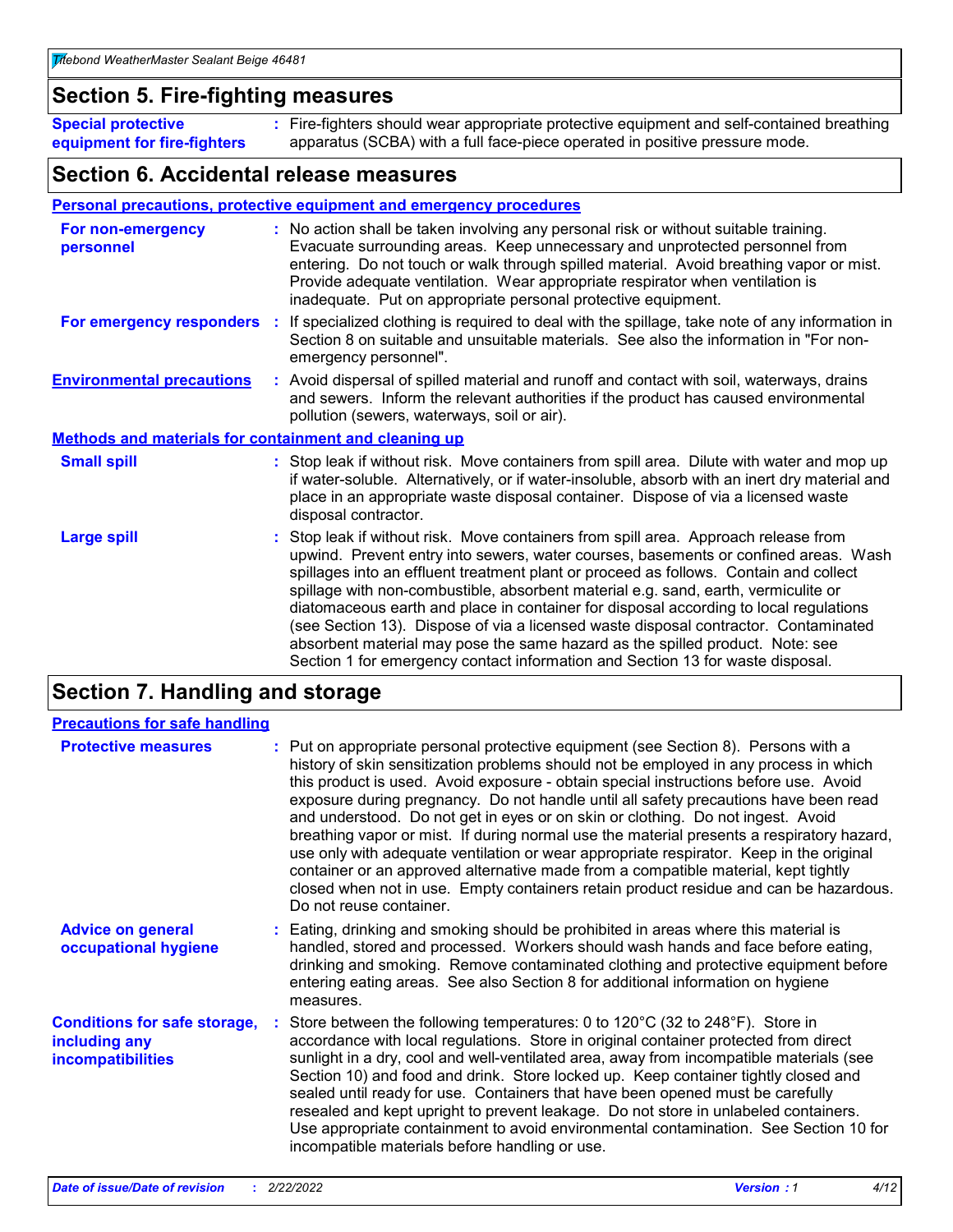## Section 5. Fire-fighting measures

**Special protective equipment for fire-fighters** : Fire-fighters should wear appropriate protective equipment and self-contained breathing apparatus (SCBA) with a full face-piece operated in positive pressure mode.

## Section 6. Accidental release measures

### Personal precautions, protective equipment and emergency procedures

**For non-emergency personnel** : No action shall be taken involving any personal risk or without suitable training. Evacuate surrounding areas. Keep unnecessary and unprotected personnel from entering. Do not touch or walk through spilled material. Avoid breathing vapor or mist. Provide adequate ventilation. Wear appropriate respirator when ventilation is inadequate. Put on appropriate personal protective equipment.

**For emergency responders** : If specialized clothing is required to deal with the spillage, take note of any information in Section 8 on suitable and unsuitable materials. See also the information in "For non-emergency personnel".

**Environmental precautions** : Avoid dispersal of spilled material and runoff and contact with soil, waterways, drains and sewers. Inform the relevant authorities if the product has caused environmental pollution (sewers, waterways, soil or air).

### Methods and materials for containment and cleaning up

**Small spill** : Stop leak if without risk. Move containers from spill area. Dilute with water and mop up if water-soluble. Alternatively, or if water-insoluble, absorb with an inert dry material and place in an appropriate waste disposal container. Dispose of via a licensed waste disposal contractor.

**Large spill** : Stop leak if without risk. Move containers from spill area. Approach release from upwind. Prevent entry into sewers, water courses, basements or confined areas. Wash spillages into an effluent treatment plant or proceed as follows. Contain and collect spillage with non-combustible, absorbent material e.g. sand, earth, vermiculite or diatomaceous earth and place in container for disposal according to local regulations (see Section 13). Dispose of via a licensed waste disposal contractor. Contaminated absorbent material may pose the same hazard as the spilled product. Note: see Section 1 for emergency contact information and Section 13 for waste disposal.

## Section 7. Handling and storage

### Precautions for safe handling

**Protective measures** : Put on appropriate personal protective equipment (see Section 8). Persons with a history of skin sensitization problems should not be employed in any process in which this product is used. Avoid exposure - obtain special instructions before use. Avoid exposure during pregnancy. Do not handle until all safety precautions have been read and understood. Do not get in eyes or on skin or clothing. Do not ingest. Avoid breathing vapor or mist. If during normal use the material presents a respiratory hazard, use only with adequate ventilation or wear appropriate respirator. Keep in the original container or an approved alternative made from a compatible material, kept tightly closed when not in use. Empty containers retain product residue and can be hazardous. Do not reuse container.

**Advice on general occupational hygiene** : Eating, drinking and smoking should be prohibited in areas where this material is handled, stored and processed. Workers should wash hands and face before eating, drinking and smoking. Remove contaminated clothing and protective equipment before entering eating areas. See also Section 8 for additional information on hygiene measures.

**Conditions for safe storage, including any incompatibilities** : Store between the following temperatures: 0 to 120°C (32 to 248°F). Store in accordance with local regulations. Store in original container protected from direct sunlight in a dry, cool and well-ventilated area, away from incompatible materials (see Section 10) and food and drink. Store locked up. Keep container tightly closed and sealed until ready for use. Containers that have been opened must be carefully resealed and kept upright to prevent leakage. Do not store in unlabeled containers. Use appropriate containment to avoid environmental contamination. See Section 10 for incompatible materials before handling or use.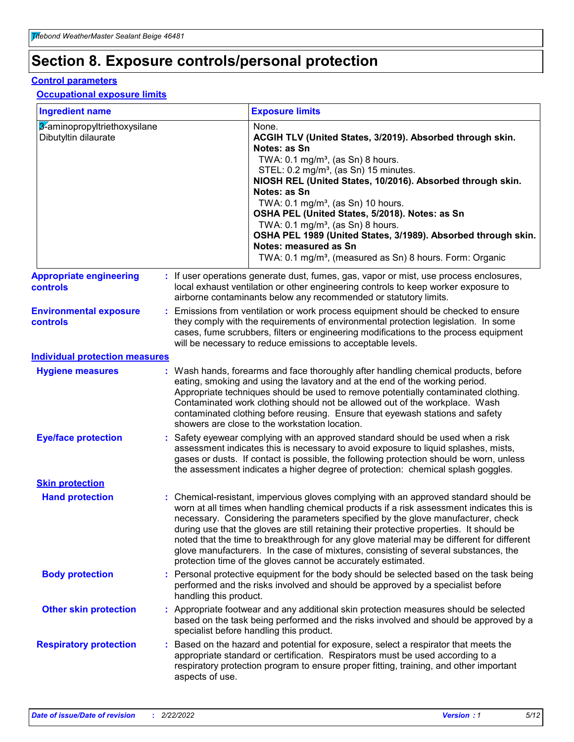# Section 8. Exposure controls/personal protection

## Control parameters

### Occupational exposure limits

| Ingredient name | Exposure limits |
|---|---|
| 3-aminopropyltriethoxysilane<br>Dibutyltin dilaurate | None.<br>**ACGIH TLV (United States, 3/2019). Absorbed through skin. Notes: as Sn**<br>TWA: 0.1 mg/m³, (as Sn) 8 hours.<br>STEL: 0.2 mg/m³, (as Sn) 15 minutes.<br>**NIOSH REL (United States, 10/2016). Absorbed through skin. Notes: as Sn**<br>TWA: 0.1 mg/m³, (as Sn) 10 hours.<br>**OSHA PEL (United States, 5/2018). Notes: as Sn**<br>TWA: 0.1 mg/m³, (as Sn) 8 hours.<br>**OSHA PEL 1989 (United States, 3/1989). Absorbed through skin. Notes: measured as Sn**<br>TWA: 0.1 mg/m³, (measured as Sn) 8 hours. Form: Organic |

**Appropriate engineering controls** : If user operations generate dust, fumes, gas, vapor or mist, use process enclosures, local exhaust ventilation or other engineering controls to keep worker exposure to airborne contaminants below any recommended or statutory limits.

**Environmental exposure controls** : Emissions from ventilation or work process equipment should be checked to ensure they comply with the requirements of environmental protection legislation. In some cases, fume scrubbers, filters or engineering modifications to the process equipment will be necessary to reduce emissions to acceptable levels.

## Individual protection measures

**Hygiene measures** : Wash hands, forearms and face thoroughly after handling chemical products, before eating, smoking and using the lavatory and at the end of the working period. Appropriate techniques should be used to remove potentially contaminated clothing. Contaminated work clothing should not be allowed out of the workplace. Wash contaminated clothing before reusing. Ensure that eyewash stations and safety showers are close to the workstation location.

**Eye/face protection** : Safety eyewear complying with an approved standard should be used when a risk assessment indicates this is necessary to avoid exposure to liquid splashes, mists, gases or dusts. If contact is possible, the following protection should be worn, unless the assessment indicates a higher degree of protection: chemical splash goggles.

### Skin protection

**Hand protection** : Chemical-resistant, impervious gloves complying with an approved standard should be worn at all times when handling chemical products if a risk assessment indicates this is necessary. Considering the parameters specified by the glove manufacturer, check during use that the gloves are still retaining their protective properties. It should be noted that the time to breakthrough for any glove material may be different for different glove manufacturers. In the case of mixtures, consisting of several substances, the protection time of the gloves cannot be accurately estimated.

**Body protection** : Personal protective equipment for the body should be selected based on the task being performed and the risks involved and should be approved by a specialist before handling this product.

**Other skin protection** : Appropriate footwear and any additional skin protection measures should be selected based on the task being performed and the risks involved and should be approved by a specialist before handling this product.

**Respiratory protection** : Based on the hazard and potential for exposure, select a respirator that meets the appropriate standard or certification. Respirators must be used according to a respiratory protection program to ensure proper fitting, training, and other important aspects of use.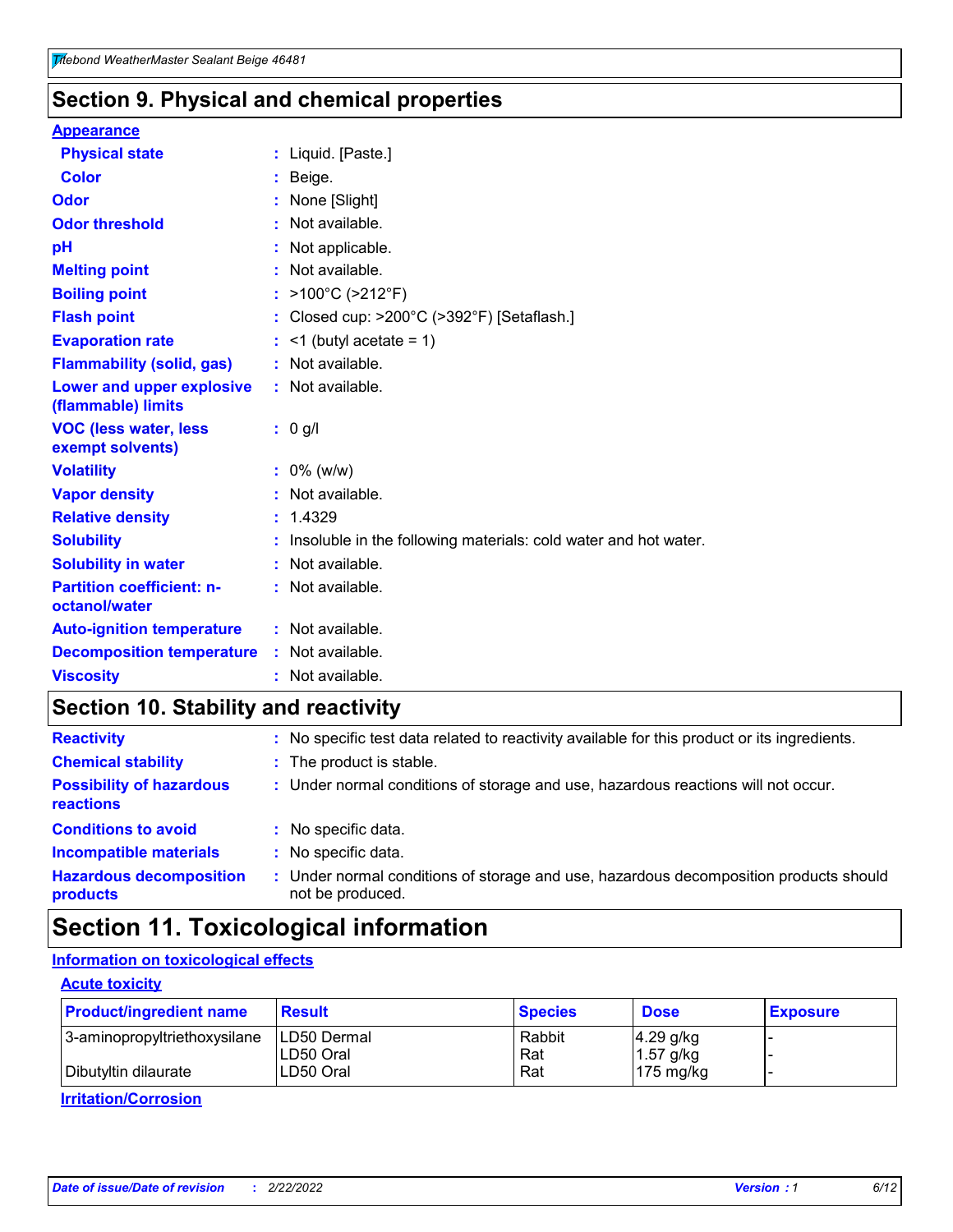## Section 9. Physical and chemical properties

**Appearance**

| | |
|---|---|
| **Physical state** | : Liquid. [Paste.] |
| **Color** | : Beige. |
| **Odor** | : None [Slight] |
| **Odor threshold** | : Not available. |
| **pH** | : Not applicable. |
| **Melting point** | : Not available. |
| **Boiling point** | : >100°C (>212°F) |
| **Flash point** | : Closed cup: >200°C (>392°F) [Setaflash.] |
| **Evaporation rate** | : <1 (butyl acetate = 1) |
| **Flammability (solid, gas)** | : Not available. |
| **Lower and upper explosive (flammable) limits** | : Not available. |
| **VOC (less water, less exempt solvents)** | : 0 g/l |
| **Volatility** | : 0% (w/w) |
| **Vapor density** | : Not available. |
| **Relative density** | : 1.4329 |
| **Solubility** | : Insoluble in the following materials: cold water and hot water. |
| **Solubility in water** | : Not available. |
| **Partition coefficient: n-octanol/water** | : Not available. |
| **Auto-ignition temperature** | : Not available. |
| **Decomposition temperature** | : Not available. |
| **Viscosity** | : Not available. |

## Section 10. Stability and reactivity

| | |
|---|---|
| **Reactivity** | : No specific test data related to reactivity available for this product or its ingredients. |
| **Chemical stability** | : The product is stable. |
| **Possibility of hazardous reactions** | : Under normal conditions of storage and use, hazardous reactions will not occur. |
| **Conditions to avoid** | : No specific data. |
| **Incompatible materials** | : No specific data. |
| **Hazardous decomposition products** | : Under normal conditions of storage and use, hazardous decomposition products should not be produced. |

## Section 11. Toxicological information

**Information on toxicological effects**

**Acute toxicity**

| Product/ingredient name | Result | Species | Dose | Exposure |
|---|---|---|---|---|
| 3-aminopropyltriethoxysilane | LD50 Dermal | Rabbit | 4.29 g/kg | - |
| | LD50 Oral | Rat | 1.57 g/kg | - |
| Dibutyltin dilaurate | LD50 Oral | Rat | 175 mg/kg | - |

**Irritation/Corrosion**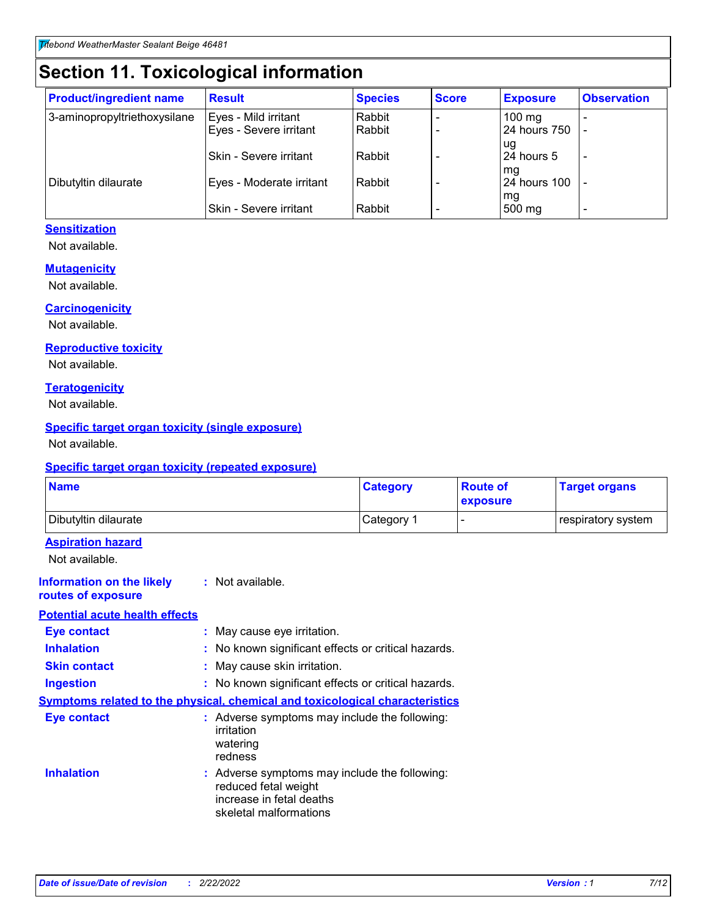# Section 11. Toxicological information

| Product/ingredient name | Result | Species | Score | Exposure | Observation |
|---|---|---|---|---|---|
| 3-aminopropyltriethoxysilane | Eyes - Mild irritant | Rabbit | - | 100 mg | - |
| | Eyes - Severe irritant | Rabbit | - | 24 hours 750 ug | - |
| | Skin - Severe irritant | Rabbit | - | 24 hours 5 mg | - |
| Dibutyltin dilaurate | Eyes - Moderate irritant | Rabbit | - | 24 hours 100 mg | - |
| | Skin - Severe irritant | Rabbit | - | 500 mg | - |

**Sensitization**

Not available.

**Mutagenicity**

Not available.

**Carcinogenicity**

Not available.

**Reproductive toxicity**

Not available.

**Teratogenicity**

Not available.

**Specific target organ toxicity (single exposure)**

Not available.

**Specific target organ toxicity (repeated exposure)**

| Name | Category | Route of exposure | Target organs |
|---|---|---|---|
| Dibutyltin dilaurate | Category 1 | - | respiratory system |

**Aspiration hazard**

Not available.

**Information on the likely routes of exposure** : Not available.

**Potential acute health effects**

**Eye contact** : May cause eye irritation.

**Inhalation** : No known significant effects or critical hazards.

**Skin contact** : May cause skin irritation.

**Ingestion** : No known significant effects or critical hazards.

**Symptoms related to the physical, chemical and toxicological characteristics**

**Eye contact** : Adverse symptoms may include the following:
irritation
watering
redness

**Inhalation** : Adverse symptoms may include the following:
reduced fetal weight
increase in fetal deaths
skeletal malformations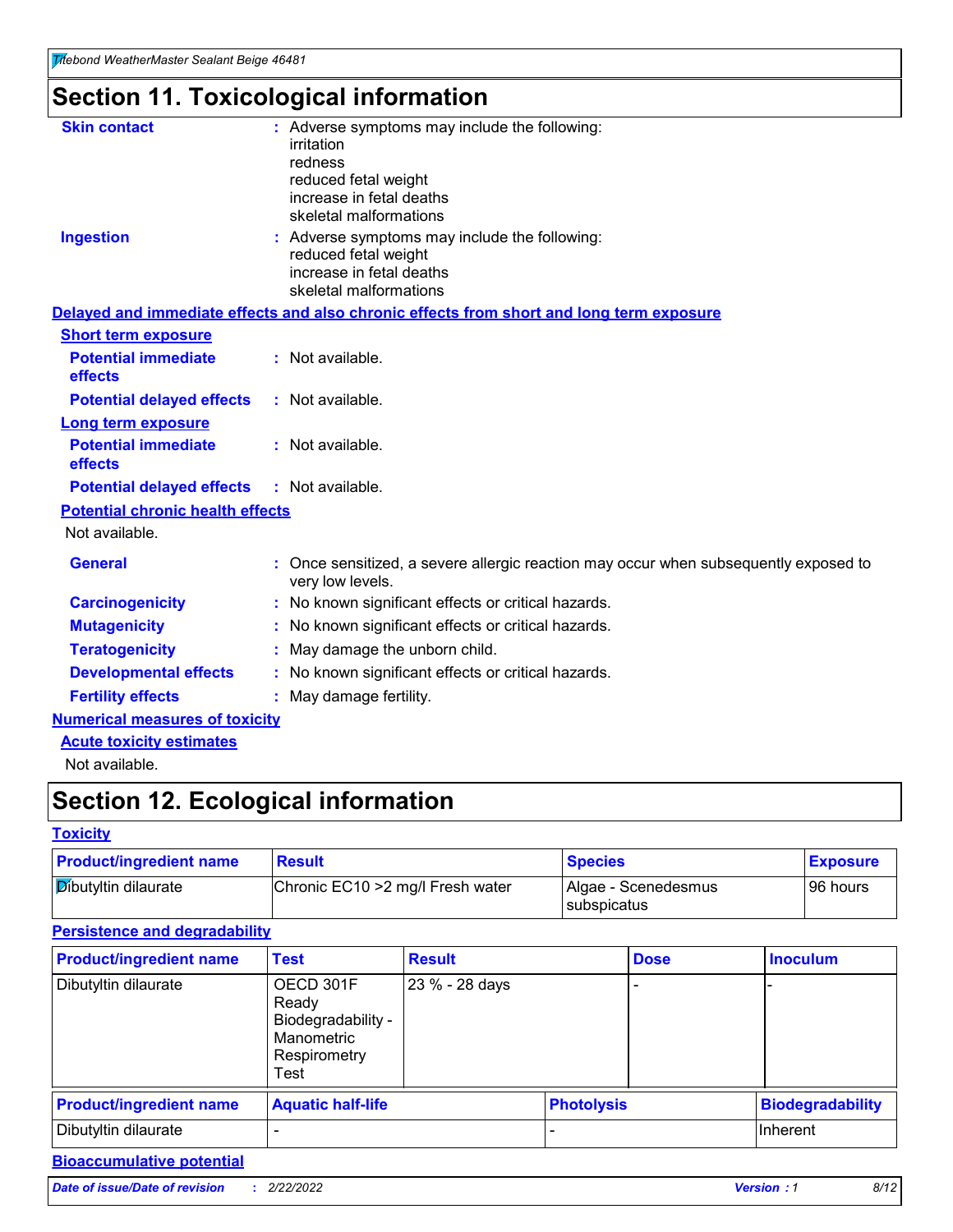# Section 11. Toxicological information

**Skin contact** : Adverse symptoms may include the following:
irritation
redness
reduced fetal weight
increase in fetal deaths
skeletal malformations

**Ingestion** : Adverse symptoms may include the following:
reduced fetal weight
increase in fetal deaths
skeletal malformations

**Delayed and immediate effects and also chronic effects from short and long term exposure**

**Short term exposure**

**Potential immediate effects** : Not available.

**Potential delayed effects** : Not available.

**Long term exposure**

**Potential immediate effects** : Not available.

**Potential delayed effects** : Not available.

**Potential chronic health effects**

Not available.

**General** : Once sensitized, a severe allergic reaction may occur when subsequently exposed to very low levels.

**Carcinogenicity** : No known significant effects or critical hazards.

**Mutagenicity** : No known significant effects or critical hazards.

**Teratogenicity** : May damage the unborn child.

**Developmental effects** : No known significant effects or critical hazards.

**Fertility effects** : May damage fertility.

**Numerical measures of toxicity**

**Acute toxicity estimates**

Not available.

# Section 12. Ecological information

**Toxicity**

| Product/ingredient name | Result | Species | Exposure |
|---|---|---|---|
| Dibutyltin dilaurate | Chronic EC10 >2 mg/l Fresh water | Algae - Scenedesmus subspicatus | 96 hours |

**Persistence and degradability**

| Product/ingredient name | Test | Result | Dose | Inoculum |
|---|---|---|---|---|
| Dibutyltin dilaurate | OECD 301F Ready Biodegradability - Manometric Respirometry Test | 23 % - 28 days | - | - |

| Product/ingredient name | Aquatic half-life | Photolysis | Biodegradability |
|---|---|---|---|
| Dibutyltin dilaurate | - | - | Inherent |

**Bioaccumulative potential**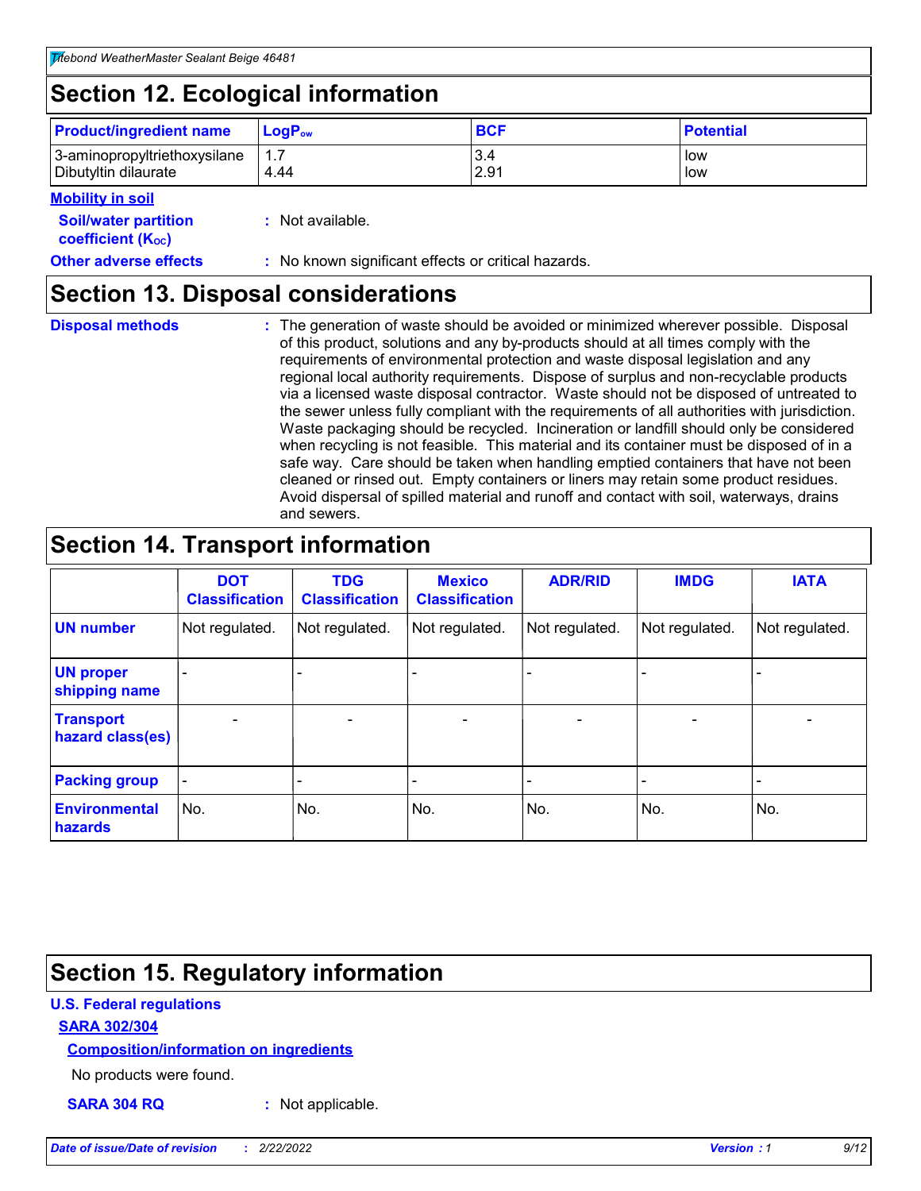## Section 12. Ecological information

| Product/ingredient name | $LogP_{ow}$ | BCF | Potential |
|---|---|---|---|
| 3-aminopropyltriethoxysilane | 1.7 | 3.4 | low |
| Dibutyltin dilaurate | 4.44 | 2.91 | low |

**Mobility in soil**

**Soil/water partition coefficient ($K_{OC}$)** : Not available.

**Other adverse effects** : No known significant effects or critical hazards.

## Section 13. Disposal considerations

**Disposal methods** : The generation of waste should be avoided or minimized wherever possible. Disposal of this product, solutions and any by-products should at all times comply with the requirements of environmental protection and waste disposal legislation and any regional local authority requirements. Dispose of surplus and non-recyclable products via a licensed waste disposal contractor. Waste should not be disposed of untreated to the sewer unless fully compliant with the requirements of all authorities with jurisdiction. Waste packaging should be recycled. Incineration or landfill should only be considered when recycling is not feasible. This material and its container must be disposed of in a safe way. Care should be taken when handling emptied containers that have not been cleaned or rinsed out. Empty containers or liners may retain some product residues. Avoid dispersal of spilled material and runoff and contact with soil, waterways, drains and sewers.

## Section 14. Transport information

| | DOT Classification | TDG Classification | Mexico Classification | ADR/RID | IMDG | IATA |
|---|---|---|---|---|---|---|
| UN number | Not regulated. | Not regulated. | Not regulated. | Not regulated. | Not regulated. | Not regulated. |
| UN proper shipping name | - | - | - | - | - | - |
| Transport hazard class(es) | - | - | - | - | - | - |
| Packing group | - | - | - | - | - | - |
| Environmental hazards | No. | No. | No. | No. | No. | No. |

## Section 15. Regulatory information

**U.S. Federal regulations**

**SARA 302/304**

**Composition/information on ingredients**

No products were found.

**SARA 304 RQ** : Not applicable.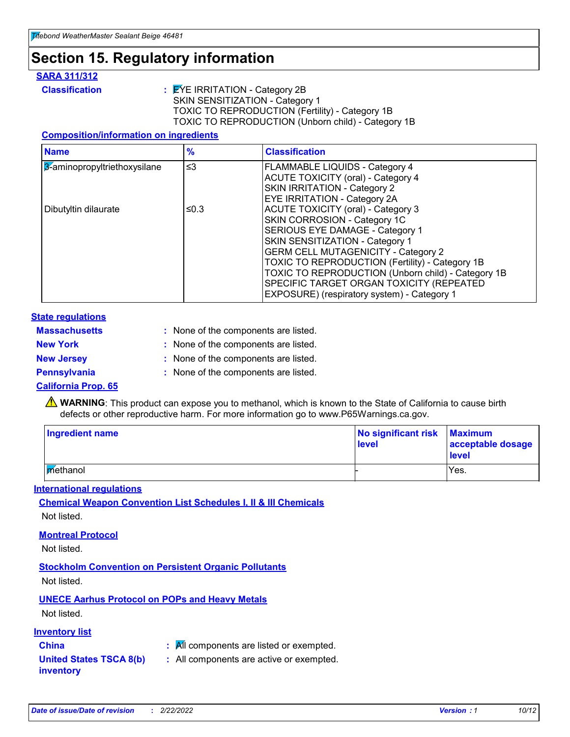# Section 15. Regulatory information

## SARA 311/312

**Classification** : EYE IRRITATION - Category 2B
SKIN SENSITIZATION - Category 1
TOXIC TO REPRODUCTION (Fertility) - Category 1B
TOXIC TO REPRODUCTION (Unborn child) - Category 1B

### Composition/information on ingredients

| Name | % | Classification |
|---|---|---|
| 3-aminopropyltriethoxysilane | ≤3 | FLAMMABLE LIQUIDS - Category 4<br>ACUTE TOXICITY (oral) - Category 4<br>SKIN IRRITATION - Category 2<br>EYE IRRITATION - Category 2A |
| Dibutyltin dilaurate | ≤0.3 | ACUTE TOXICITY (oral) - Category 3<br>SKIN CORROSION - Category 1C<br>SERIOUS EYE DAMAGE - Category 1<br>SKIN SENSITIZATION - Category 1<br>GERM CELL MUTAGENICITY - Category 2<br>TOXIC TO REPRODUCTION (Fertility) - Category 1B<br>TOXIC TO REPRODUCTION (Unborn child) - Category 1B<br>SPECIFIC TARGET ORGAN TOXICITY (REPEATED EXPOSURE) (respiratory system) - Category 1 |

## State regulations

**Massachusetts** : None of the components are listed.

**New York** : None of the components are listed.

**New Jersey** : None of the components are listed.

**Pennsylvania** : None of the components are listed.

### California Prop. 65

⚠ **WARNING**: This product can expose you to methanol, which is known to the State of California to cause birth defects or other reproductive harm. For more information go to www.P65Warnings.ca.gov.

| Ingredient name | No significant risk level | Maximum acceptable dosage level |
|---|---|---|
| methanol | - | Yes. |

## International regulations

### Chemical Weapon Convention List Schedules I, II & III Chemicals

Not listed.

### Montreal Protocol

Not listed.

### Stockholm Convention on Persistent Organic Pollutants

Not listed.

### UNECE Aarhus Protocol on POPs and Heavy Metals

Not listed.

## Inventory list

**China** : All components are listed or exempted.

**United States TSCA 8(b) inventory** : All components are active or exempted.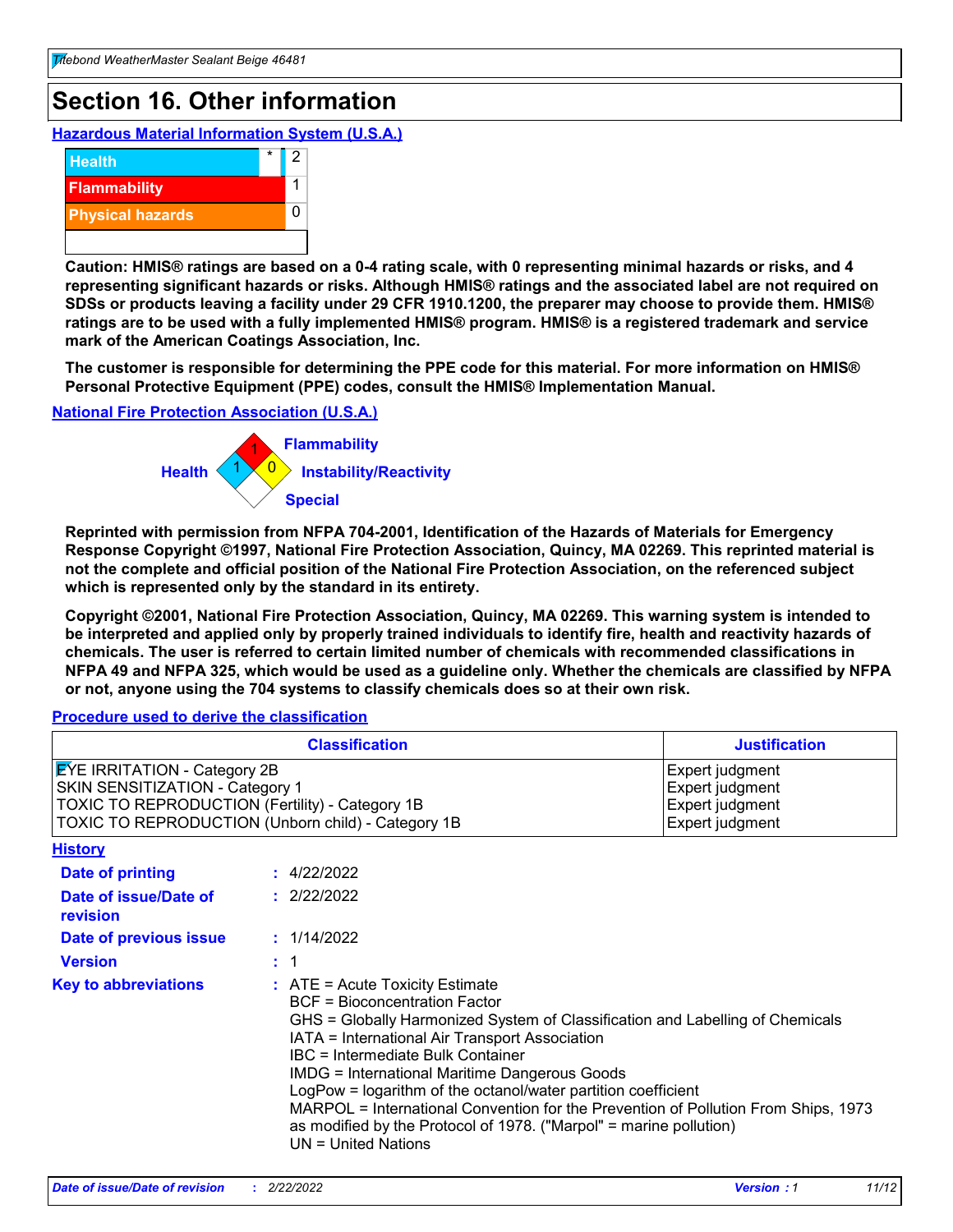# Section 16. Other information

### Hazardous Material Information System (U.S.A.)

| | | |
|---|---|---|
| Health | * | 2 |
| Flammability | | 1 |
| Physical hazards | | 0 |

**Caution: HMIS® ratings are based on a 0-4 rating scale, with 0 representing minimal hazards or risks, and 4 representing significant hazards or risks. Although HMIS® ratings and the associated label are not required on SDSs or products leaving a facility under 29 CFR 1910.1200, the preparer may choose to provide them. HMIS® ratings are to be used with a fully implemented HMIS® program. HMIS® is a registered trademark and service mark of the American Coatings Association, Inc.**

**The customer is responsible for determining the PPE code for this material. For more information on HMIS® Personal Protective Equipment (PPE) codes, consult the HMIS® Implementation Manual.**

### National Fire Protection Association (U.S.A.)

Flammability: 1
Health: 1
Instability/Reactivity: 0
Special

**Reprinted with permission from NFPA 704-2001, Identification of the Hazards of Materials for Emergency Response Copyright ©1997, National Fire Protection Association, Quincy, MA 02269. This reprinted material is not the complete and official position of the National Fire Protection Association, on the referenced subject which is represented only by the standard in its entirety.**

**Copyright ©2001, National Fire Protection Association, Quincy, MA 02269. This warning system is intended to be interpreted and applied only by properly trained individuals to identify fire, health and reactivity hazards of chemicals. The user is referred to certain limited number of chemicals with recommended classifications in NFPA 49 and NFPA 325, which would be used as a guideline only. Whether the chemicals are classified by NFPA or not, anyone using the 704 systems to classify chemicals does so at their own risk.**

### Procedure used to derive the classification

| Classification | Justification |
|---|---|
| EYE IRRITATION - Category 2B | Expert judgment |
| SKIN SENSITIZATION - Category 1 | Expert judgment |
| TOXIC TO REPRODUCTION (Fertility) - Category 1B | Expert judgment |
| TOXIC TO REPRODUCTION (Unborn child) - Category 1B | Expert judgment |

### History

**Date of printing** : 4/22/2022

**Date of issue/Date of revision** : 2/22/2022

**Date of previous issue** : 1/14/2022

**Version** : 1

**Key to abbreviations** :
ATE = Acute Toxicity Estimate
BCF = Bioconcentration Factor
GHS = Globally Harmonized System of Classification and Labelling of Chemicals
IATA = International Air Transport Association
IBC = Intermediate Bulk Container
IMDG = International Maritime Dangerous Goods
LogPow = logarithm of the octanol/water partition coefficient
MARPOL = International Convention for the Prevention of Pollution From Ships, 1973 as modified by the Protocol of 1978. ("Marpol" = marine pollution)
UN = United Nations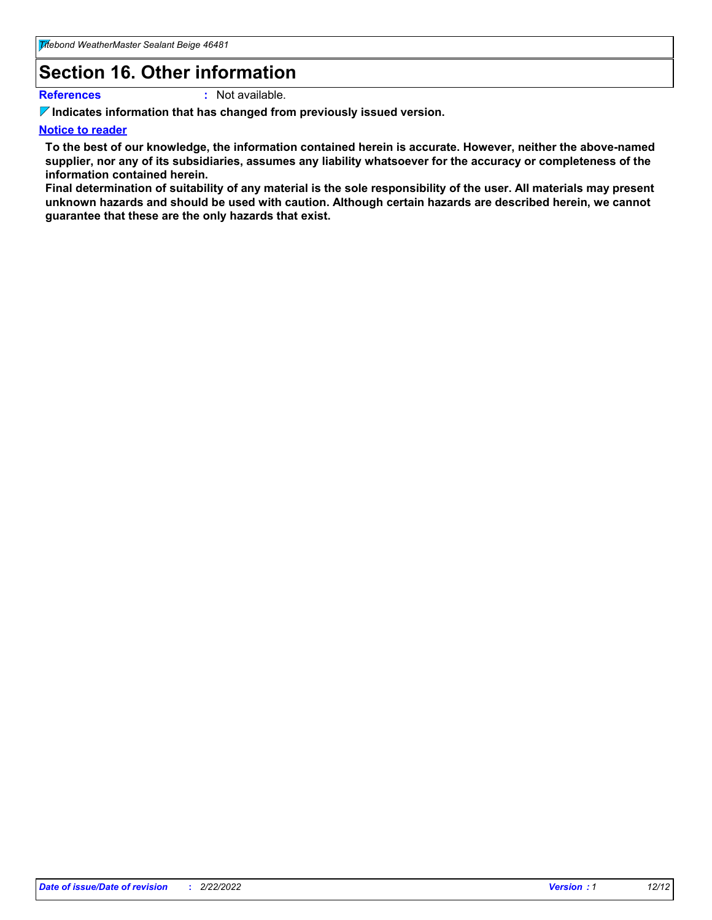# Section 16. Other information

**References** : Not available.

**Indicates information that has changed from previously issued version.**

**Notice to reader**

**To the best of our knowledge, the information contained herein is accurate. However, neither the above-named supplier, nor any of its subsidiaries, assumes any liability whatsoever for the accuracy or completeness of the information contained herein.**

**Final determination of suitability of any material is the sole responsibility of the user. All materials may present unknown hazards and should be used with caution. Although certain hazards are described herein, we cannot guarantee that these are the only hazards that exist.**